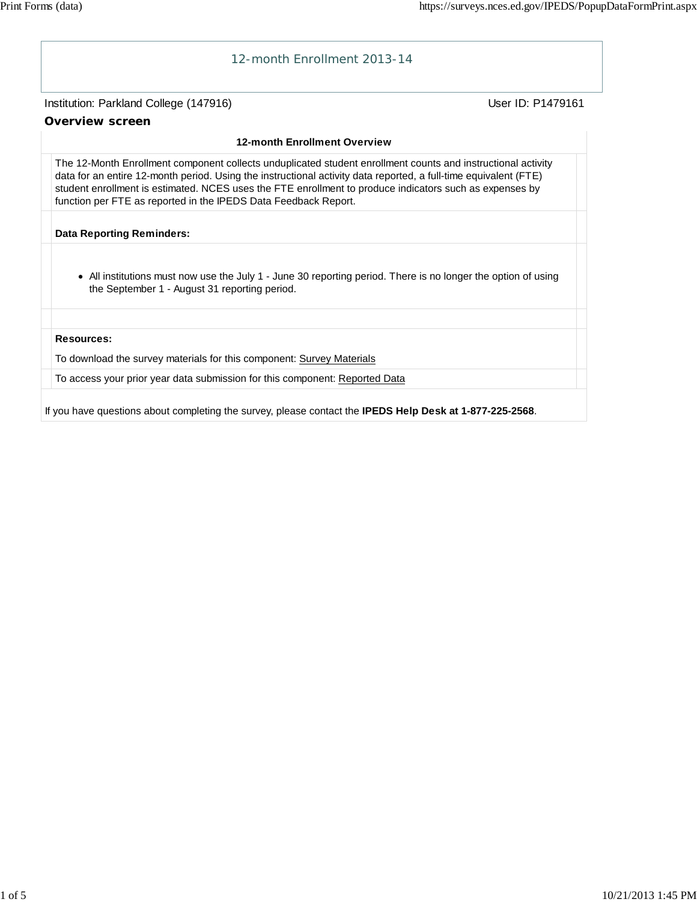# 12-month Enrollment 2013-14

Institution: Parkland College (147916) User ID: P1479161

## Overview screen

### 12-month Enrollment Overview

The 12-Month Enrollment component collects unduplicated student enrollment counts and instructional activity data for an entire 12-month period. Using the instructional activity data reported, a full-time equivalent (FTE) student enrollment is estimated. NCES uses the FTE enrollment to produce indicators such as expenses by function per FTE as reported in the IPEDS Data Feedback Report.

**Data Reporting Reminders:**

- All institutions must now use the July 1 - June 30 reporting period. There is no longer the option of using the September 1 - August 31 reporting period.

**Resources:**

To download the survey materials for this component: Survey Materials

To access your prior year data submission for this component: Reported Data

If you have questions about completing the survey, please contact the **IPEDS Help Desk at 1-877-225-2568**.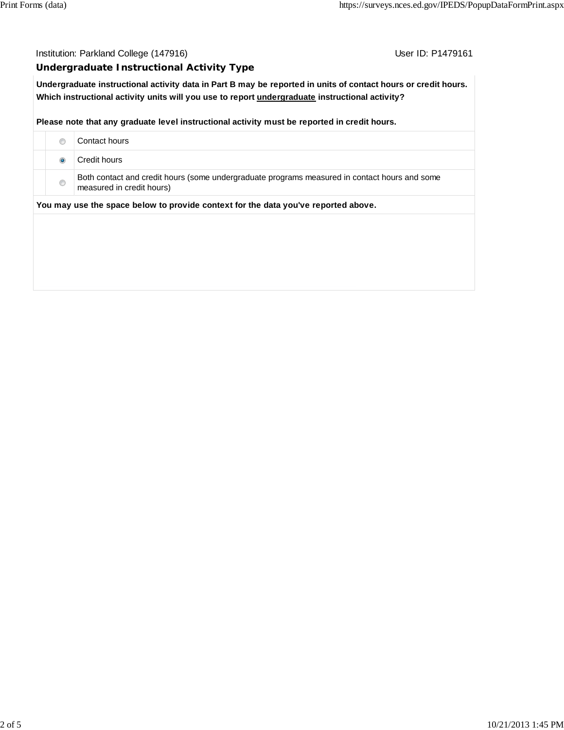Institution: Parkland College (147916) User ID: P1479161

## Undergraduate Instructional Activity Type

**Undergraduate instructional activity data in Part B may be reported in units of contact hours or credit hours. Which instructional activity units will you use to report undergraduate instructional activity?**

**Please note that any graduate level instructional activity must be reported in credit hours.**

| | | |
|---|---|---|
| | ○ | Contact hours |
| | ◉ | Credit hours |
| | ○ | Both contact and credit hours (some undergraduate programs measured in contact hours and some measured in credit hours) |

**You may use the space below to provide context for the data you've reported above.**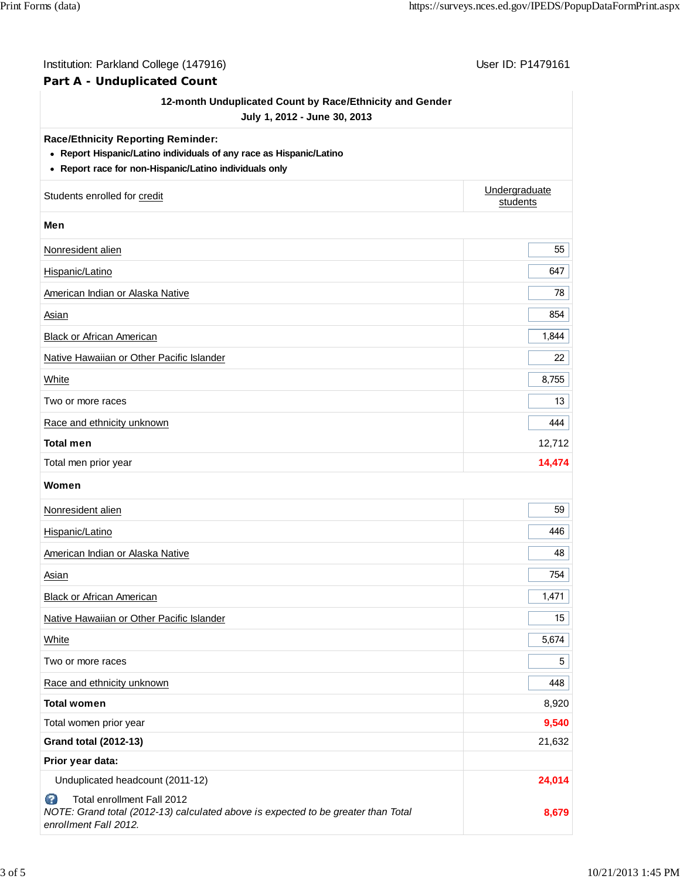Institution: Parkland College (147916) User ID: P1479161

## Part A - Unduplicated Count

| 12-month Unduplicated Count by Race/Ethnicity and Gender<br>July 1, 2012 - June 30, 2013 | |
|---|---|
| **Race/Ethnicity Reporting Reminder:**<br>• Report Hispanic/Latino individuals of any race as Hispanic/Latino<br>• Report race for non-Hispanic/Latino individuals only | |
| Students enrolled for credit | Undergraduate students |
| **Men** | |
| Nonresident alien | 55 |
| Hispanic/Latino | 647 |
| American Indian or Alaska Native | 78 |
| Asian | 854 |
| Black or African American | 1,844 |
| Native Hawaiian or Other Pacific Islander | 22 |
| White | 8,755 |
| Two or more races | 13 |
| Race and ethnicity unknown | 444 |
| **Total men** | 12,712 |
| Total men prior year | **14,474** |
| **Women** | |
| Nonresident alien | 59 |
| Hispanic/Latino | 446 |
| American Indian or Alaska Native | 48 |
| Asian | 754 |
| Black or African American | 1,471 |
| Native Hawaiian or Other Pacific Islander | 15 |
| White | 5,674 |
| Two or more races | 5 |
| Race and ethnicity unknown | 448 |
| **Total women** | 8,920 |
| Total women prior year | **9,540** |
| **Grand total (2012-13)** | 21,632 |
| **Prior year data:** | |
| Unduplicated headcount (2011-12) | **24,014** |
| Total enrollment Fall 2012<br>*NOTE: Grand total (2012-13) calculated above is expected to be greater than Total enrollment Fall 2012.* | **8,679** |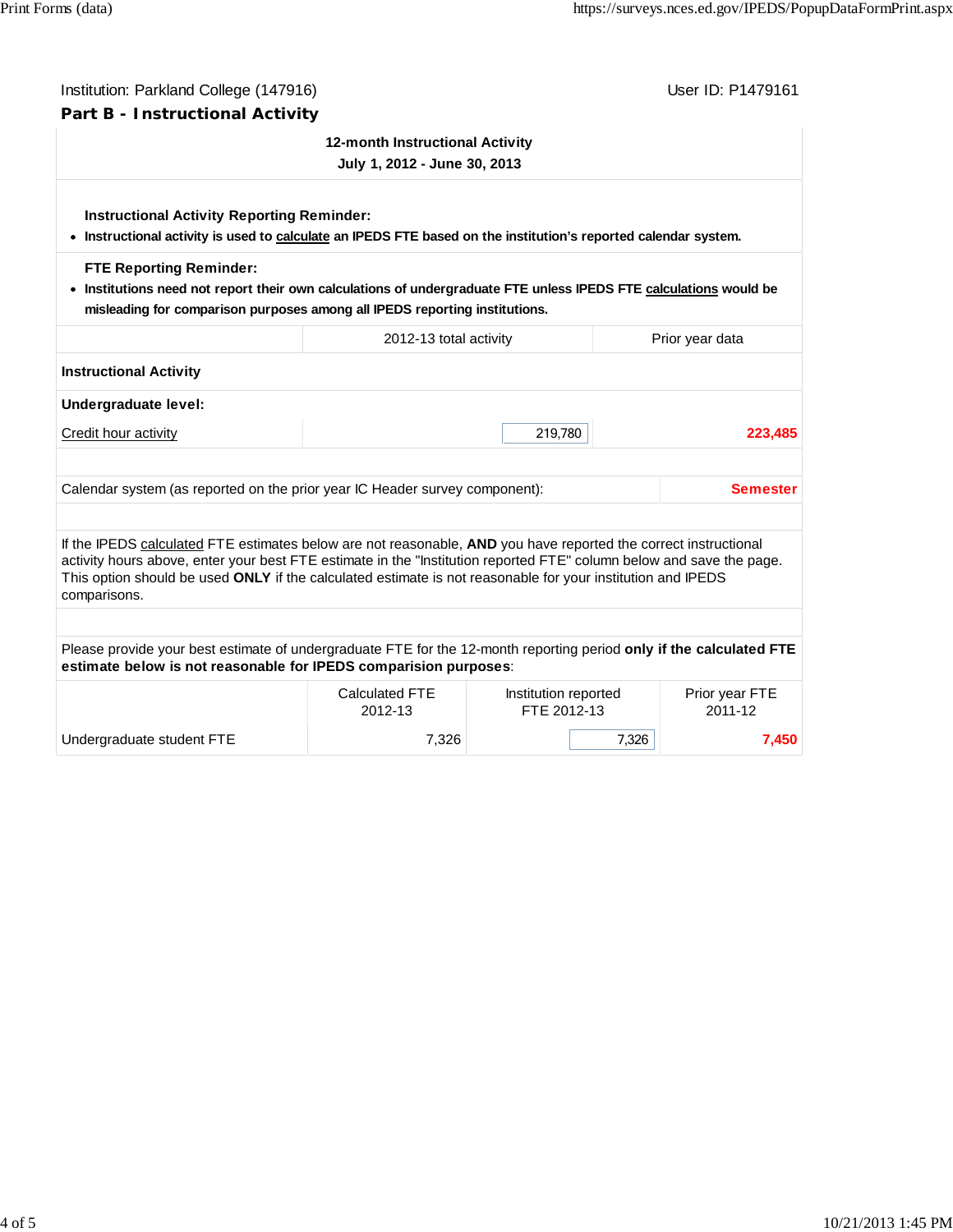Institution: Parkland College (147916)

User ID: P1479161

## Part B - Instructional Activity

**12-month Instructional Activity**
**July 1, 2012 - June 30, 2013**

**Instructional Activity Reporting Reminder:**

- **Instructional activity is used to calculate an IPEDS FTE based on the institution's reported calendar system.**

**FTE Reporting Reminder:**

- **Institutions need not report their own calculations of undergraduate FTE unless IPEDS FTE calculations would be misleading for comparison purposes among all IPEDS reporting institutions.**

| | 2012-13 total activity | Prior year data |
|---|---|---|
| **Instructional Activity** | | |
| **Undergraduate level:** | | |
| Credit hour activity | 219,780 | 223,485 |

| | |
|---|---|
| Calendar system (as reported on the prior year IC Header survey component): | Semester |

If the IPEDS calculated FTE estimates below are not reasonable, **AND** you have reported the correct instructional activity hours above, enter your best FTE estimate in the "Institution reported FTE" column below and save the page. This option should be used **ONLY** if the calculated estimate is not reasonable for your institution and IPEDS comparisons.

Please provide your best estimate of undergraduate FTE for the 12-month reporting period **only if the calculated FTE estimate below is not reasonable for IPEDS comparision purposes**:

| | Calculated FTE 2012-13 | Institution reported FTE 2012-13 | Prior year FTE 2011-12 |
|---|---|---|---|
| Undergraduate student FTE | 7,326 | 7,326 | 7,450 |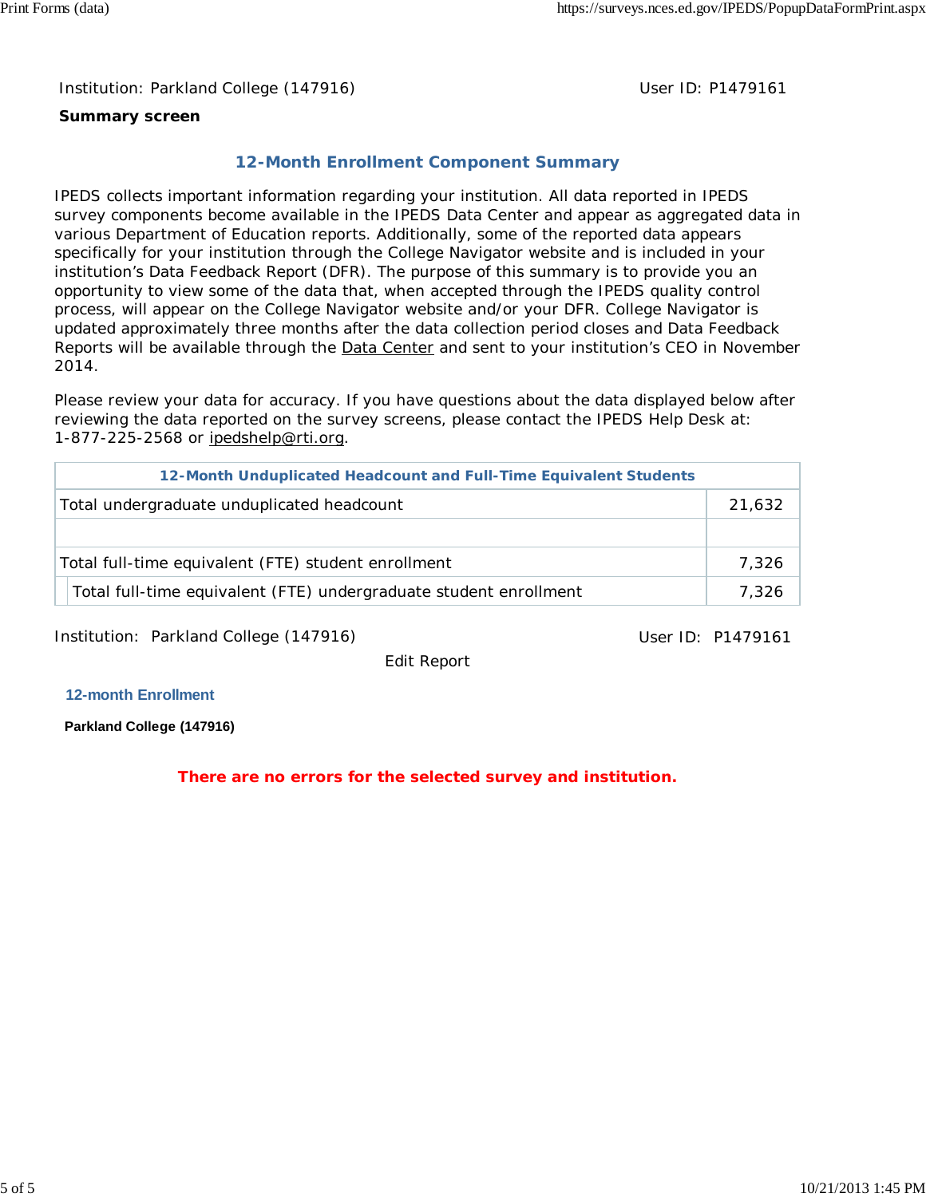Institution: Parkland College (147916) User ID: P1479161

**Summary screen**

## 12-Month Enrollment Component Summary

IPEDS collects important information regarding your institution. All data reported in IPEDS survey components become available in the IPEDS Data Center and appear as aggregated data in various Department of Education reports. Additionally, some of the reported data appears specifically for your institution through the College Navigator website and is included in your institution's Data Feedback Report (DFR). The purpose of this summary is to provide you an opportunity to view some of the data that, when accepted through the IPEDS quality control process, will appear on the College Navigator website and/or your DFR. College Navigator is updated approximately three months after the data collection period closes and Data Feedback Reports will be available through the Data Center and sent to your institution's CEO in November 2014.

Please review your data for accuracy. If you have questions about the data displayed below after reviewing the data reported on the survey screens, please contact the IPEDS Help Desk at: 1-877-225-2568 or ipedshelp@rti.org.

| 12-Month Unduplicated Headcount and Full-Time Equivalent Students | |
|---|---|
| Total undergraduate unduplicated headcount | 21,632 |
| | |
| Total full-time equivalent (FTE) student enrollment | 7,326 |
| Total full-time equivalent (FTE) undergraduate student enrollment | 7,326 |

Institution: Parkland College (147916) User ID: P1479161

Edit Report

### 12-month Enrollment

**Parkland College (147916)**

**There are no errors for the selected survey and institution.**